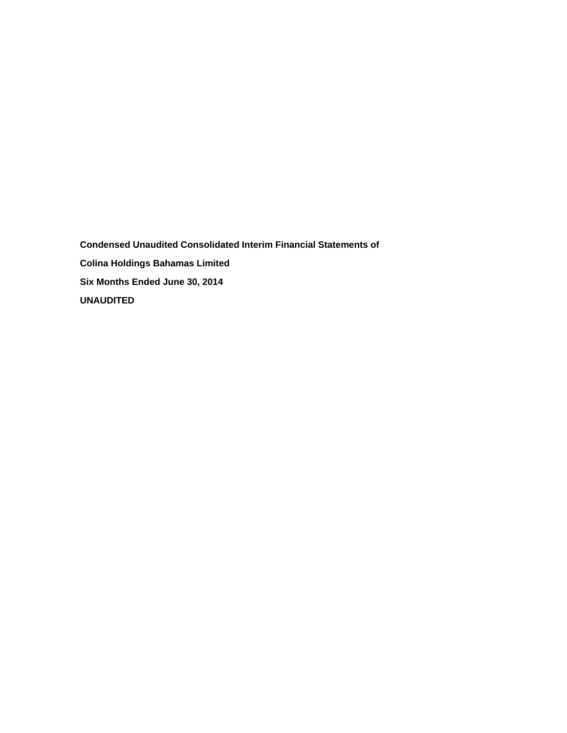**Condensed Unaudited Consolidated Interim Financial Statements of**

**Colina Holdings Bahamas Limited**

**Six Months Ended June 30, 2014**

**UNAUDITED**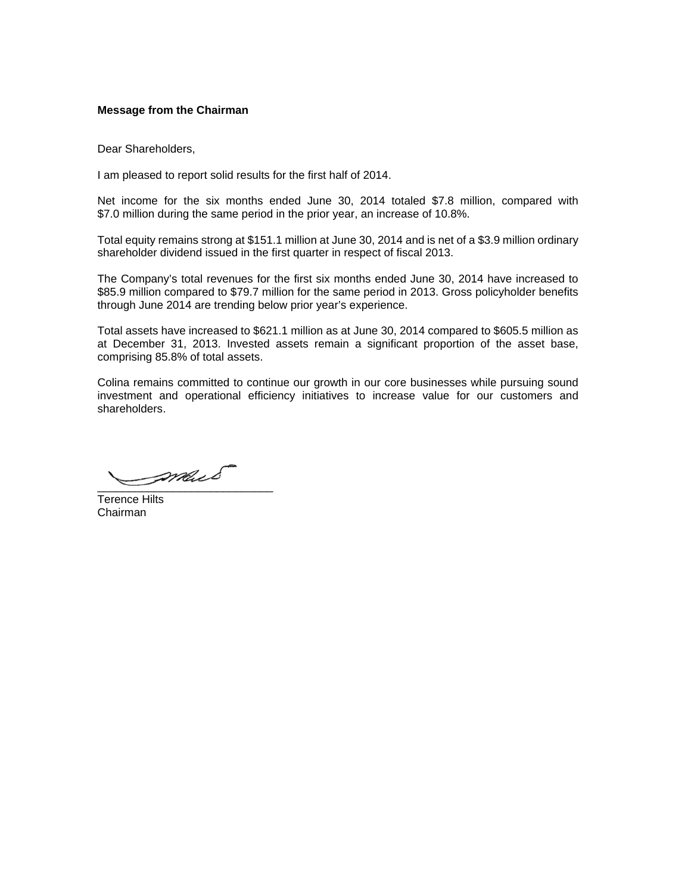**Message from the Chairman**

Dear Shareholders,

I am pleased to report solid results for the first half of 2014.

Net income for the six months ended June 30, 2014 totaled $7.8 million, compared with $7.0 million during the same period in the prior year, an increase of 10.8%.

Total equity remains strong at $151.1 million at June 30, 2014 and is net of a $3.9 million ordinary shareholder dividend issued in the first quarter in respect of fiscal 2013.

The Company's total revenues for the first six months ended June 30, 2014 have increased to $85.9 million compared to $79.7 million for the same period in 2013. Gross policyholder benefits through June 2014 are trending below prior year's experience.

Total assets have increased to $621.1 million as at June 30, 2014 compared to $605.5 million as at December 31, 2013. Invested assets remain a significant proportion of the asset base, comprising 85.8% of total assets.

Colina remains committed to continue our growth in our core businesses while pursuing sound investment and operational efficiency initiatives to increase value for our customers and shareholders.

\_\_\_\_\_\_\_\_\_\_\_\_\_\_\_\_\_\_\_\_\_\_\_\_\_\_\_\_

Terence Hilts
Chairman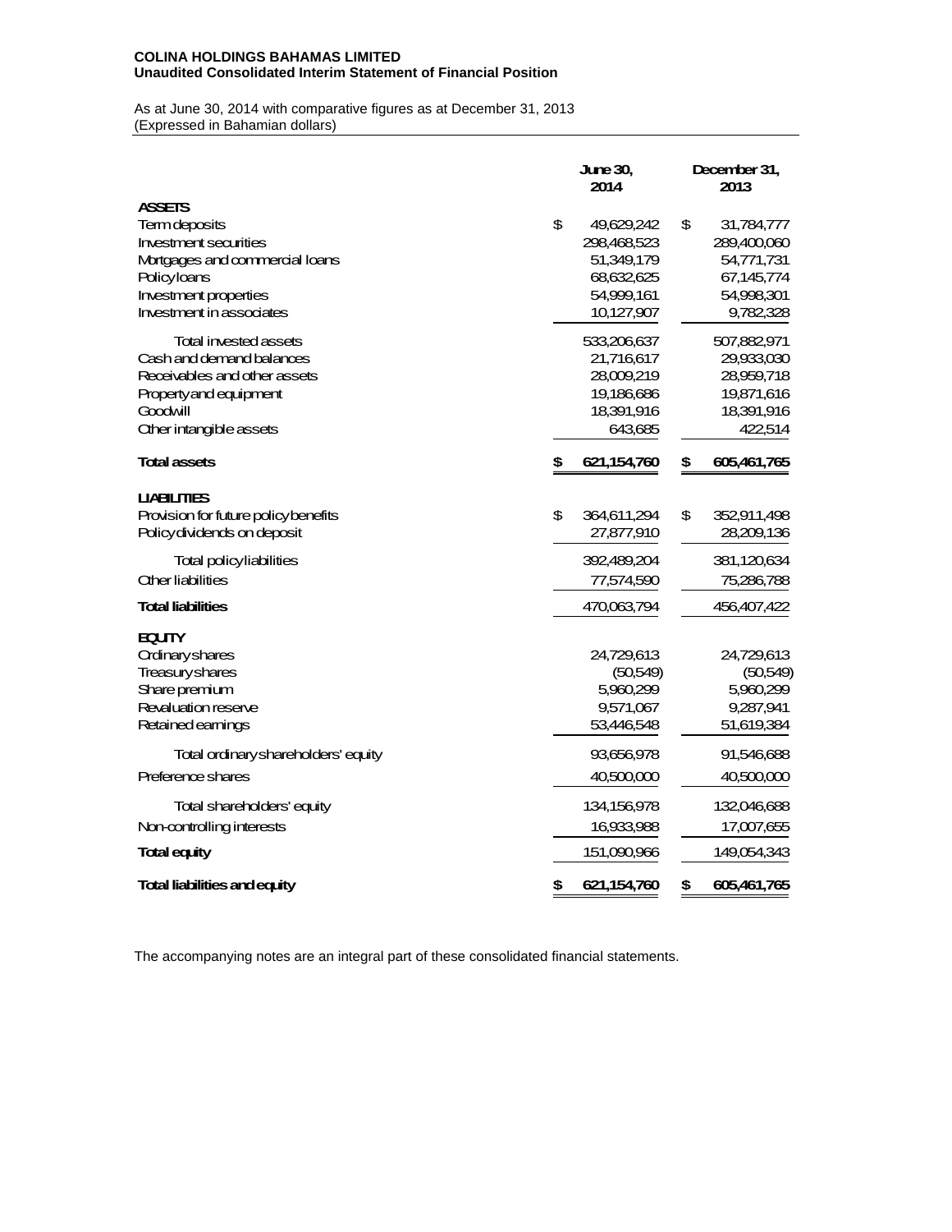**COLINA HOLDINGS BAHAMAS LIMITED**
**Unaudited Consolidated Interim Statement of Financial Position**

As at June 30, 2014 with comparative figures as at December 31, 2013
(Expressed in Bahamian dollars)

| | June 30, 2014 | December 31, 2013 |
|---|---|---|
| **ASSETS** | | |
| Term deposits | $ 49,629,242 | $ 31,784,777 |
| Investment securities | 298,468,523 | 289,400,060 |
| Mortgages and commercial loans | 51,349,179 | 54,771,731 |
| Policy loans | 68,632,625 | 67,145,774 |
| Investment properties | 54,999,161 | 54,998,301 |
| Investment in associates | 10,127,907 | 9,782,328 |
| Total invested assets | 533,206,637 | 507,882,971 |
| Cash and demand balances | 21,716,617 | 29,933,030 |
| Receivables and other assets | 28,009,219 | 28,959,718 |
| Property and equipment | 19,186,686 | 19,871,616 |
| Goodwill | 18,391,916 | 18,391,916 |
| Other intangible assets | 643,685 | 422,514 |
| **Total assets** | **$ 621,154,760** | **$ 605,461,765** |
| **LIABILITIES** | | |
| Provision for future policy benefits | $ 364,611,294 | $ 352,911,498 |
| Policy dividends on deposit | 27,877,910 | 28,209,136 |
| Total policy liabilities | 392,489,204 | 381,120,634 |
| Other liabilities | 77,574,590 | 75,286,788 |
| **Total liabilities** | 470,063,794 | 456,407,422 |
| **EQUITY** | | |
| Ordinary shares | 24,729,613 | 24,729,613 |
| Treasury shares | (50,549) | (50,549) |
| Share premium | 5,960,299 | 5,960,299 |
| Revaluation reserve | 9,571,067 | 9,287,941 |
| Retained earnings | 53,446,548 | 51,619,384 |
| Total ordinary shareholders' equity | 93,656,978 | 91,546,688 |
| Preference shares | 40,500,000 | 40,500,000 |
| Total shareholders' equity | 134,156,978 | 132,046,688 |
| Non-controlling interests | 16,933,988 | 17,007,655 |
| **Total equity** | 151,090,966 | 149,054,343 |
| **Total liabilities and equity** | **$ 621,154,760** | **$ 605,461,765** |

The accompanying notes are an integral part of these consolidated financial statements.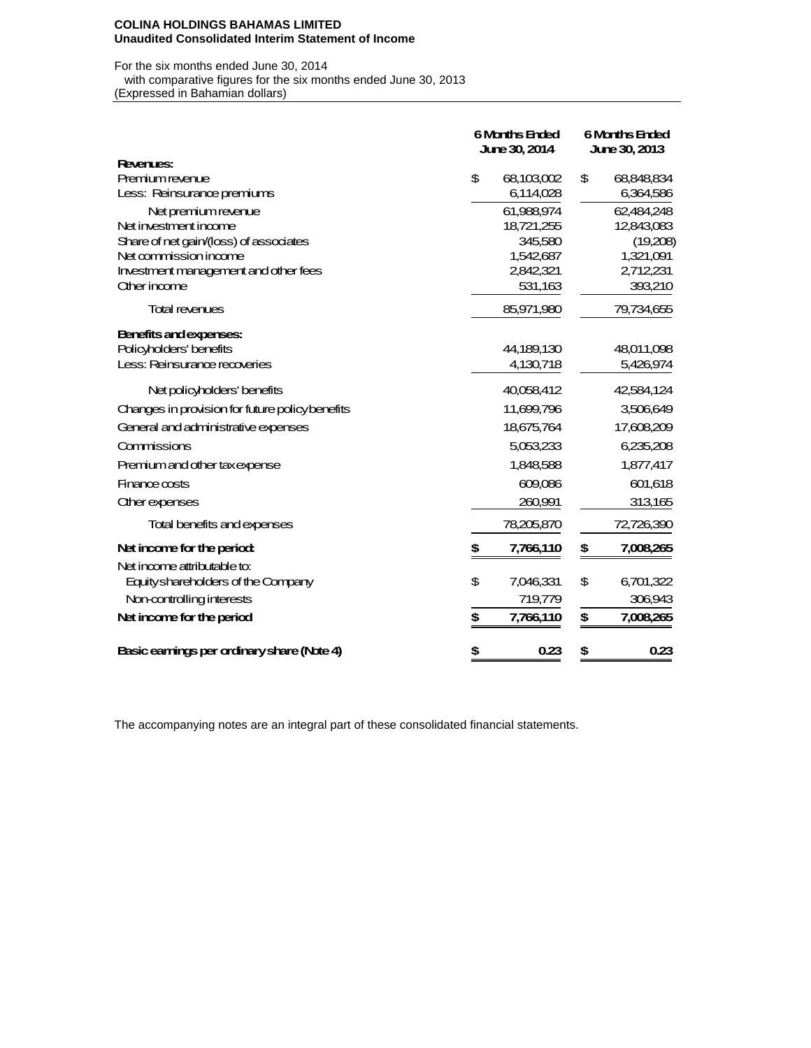**COLINA HOLDINGS BAHAMAS LIMITED**
**Unaudited Consolidated Interim Statement of Income**

For the six months ended June 30, 2014
with comparative figures for the six months ended June 30, 2013
(Expressed in Bahamian dollars)

| | 6 Months Ended June 30, 2014 | 6 Months Ended June 30, 2013 |
|---|---|---|
| **Revenues:** | | |
| Premium revenue | $ 68,103,002 | $ 68,848,834 |
| Less: Reinsurance premiums | 6,114,028 | 6,364,586 |
| Net premium revenue | 61,988,974 | 62,484,248 |
| Net investment income | 18,721,255 | 12,843,083 |
| Share of net gain/(loss) of associates | 345,580 | (19,208) |
| Net commission income | 1,542,687 | 1,321,091 |
| Investment management and other fees | 2,842,321 | 2,712,231 |
| Other income | 531,163 | 393,210 |
| Total revenues | 85,971,980 | 79,734,655 |
| **Benefits and expenses:** | | |
| Policyholders' benefits | 44,189,130 | 48,011,098 |
| Less: Reinsurance recoveries | 4,130,718 | 5,426,974 |
| Net policyholders' benefits | 40,058,412 | 42,584,124 |
| Changes in provision for future policy benefits | 11,699,796 | 3,506,649 |
| General and administrative expenses | 18,675,764 | 17,608,209 |
| Commissions | 5,053,233 | 6,235,208 |
| Premium and other tax expense | 1,848,588 | 1,877,417 |
| Finance costs | 609,086 | 601,618 |
| Other expenses | 260,991 | 313,165 |
| Total benefits and expenses | 78,205,870 | 72,726,390 |
| **Net income for the period** | **$ 7,766,110** | **$ 7,008,265** |
| Net income attributable to: | | |
| Equity shareholders of the Company | $ 7,046,331 | $ 6,701,322 |
| Non-controlling interests | 719,779 | 306,943 |
| **Net income for the period** | **$ 7,766,110** | **$ 7,008,265** |
| **Basic earnings per ordinary share (Note 4)** | **$ 0.23** | **$ 0.23** |

The accompanying notes are an integral part of these consolidated financial statements.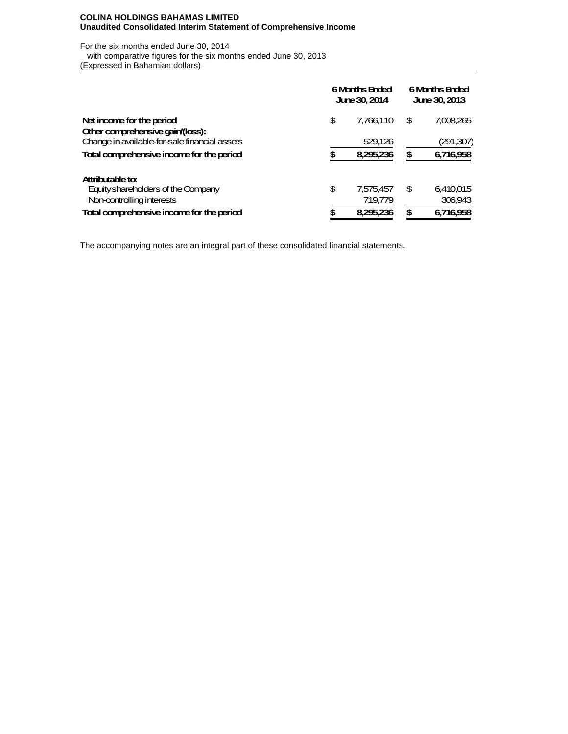**COLINA HOLDINGS BAHAMAS LIMITED**
**Unaudited Consolidated Interim Statement of Comprehensive Income**

For the six months ended June 30, 2014
with comparative figures for the six months ended June 30, 2013
(Expressed in Bahamian dollars)

| | 6 Months Ended June 30, 2014 | 6 Months Ended June 30, 2013 |
|---|---|---|
| **Net income for the period** | $ 7,766,110 | $ 7,008,265 |
| **Other comprehensive gain/(loss):** | | |
| Change in available-for-sale financial assets | 529,126 | (291,307) |
| **Total comprehensive income for the period** | **$ 8,295,236** | **$ 6,716,958** |
| | | |
| **Attributable to:** | | |
| Equity shareholders of the Company | $ 7,575,457 | $ 6,410,015 |
| Non-controlling interests | 719,779 | 306,943 |
| **Total comprehensive income for the period** | **$ 8,295,236** | **$ 6,716,958** |

The accompanying notes are an integral part of these consolidated financial statements.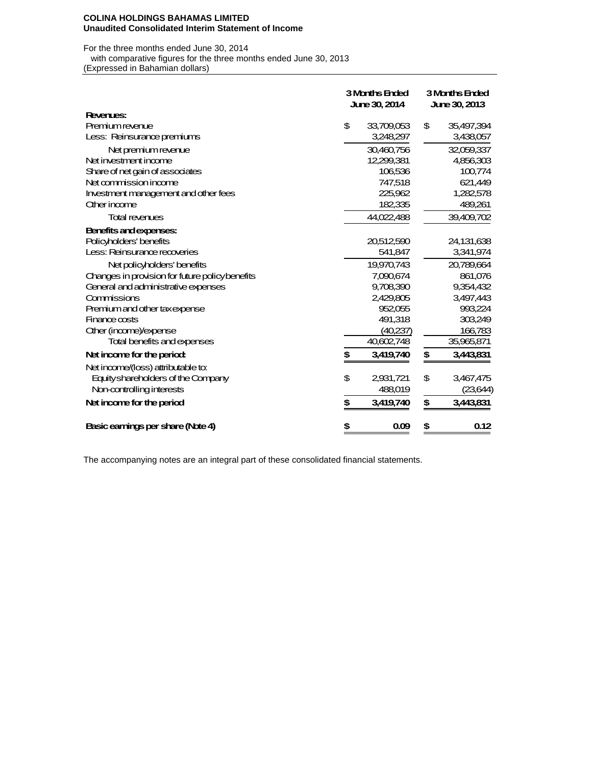**COLINA HOLDINGS BAHAMAS LIMITED**
**Unaudited Consolidated Interim Statement of Income**

For the three months ended June 30, 2014
with comparative figures for the three months ended June 30, 2013
(Expressed in Bahamian dollars)

| | 3 Months Ended June 30, 2014 | 3 Months Ended June 30, 2013 |
|---|---|---|
| **Revenues:** | | |
| Premium revenue | $ 33,709,053 | $ 35,497,394 |
| Less: Reinsurance premiums | 3,248,297 | 3,438,057 |
| Net premium revenue | 30,460,756 | 32,059,337 |
| Net investment income | 12,299,381 | 4,856,303 |
| Share of net gain of associates | 106,536 | 100,774 |
| Net commission income | 747,518 | 621,449 |
| Investment management and other fees | 225,962 | 1,282,578 |
| Other income | 182,335 | 489,261 |
| Total revenues | 44,022,488 | 39,409,702 |
| **Benefits and expenses:** | | |
| Policyholders' benefits | 20,512,590 | 24,131,638 |
| Less: Reinsurance recoveries | 541,847 | 3,341,974 |
| Net policyholders' benefits | 19,970,743 | 20,789,664 |
| Changes in provision for future policy benefits | 7,090,674 | 861,076 |
| General and administrative expenses | 9,708,390 | 9,354,432 |
| Commissions | 2,429,805 | 3,497,443 |
| Premium and other tax expense | 952,055 | 993,224 |
| Finance costs | 491,318 | 303,249 |
| Other (income)/expense | (40,237) | 166,783 |
| Total benefits and expenses | 40,602,748 | 35,965,871 |
| **Net income for the period** | **$ 3,419,740** | **$ 3,443,831** |
| Net income/(loss) attributable to: | | |
| Equity shareholders of the Company | $ 2,931,721 | $ 3,467,475 |
| Non-controlling interests | 488,019 | (23,644) |
| **Net income for the period** | **$ 3,419,740** | **$ 3,443,831** |
| **Basic earnings per share (Note 4)** | **$ 0.09** | **$ 0.12** |

The accompanying notes are an integral part of these consolidated financial statements.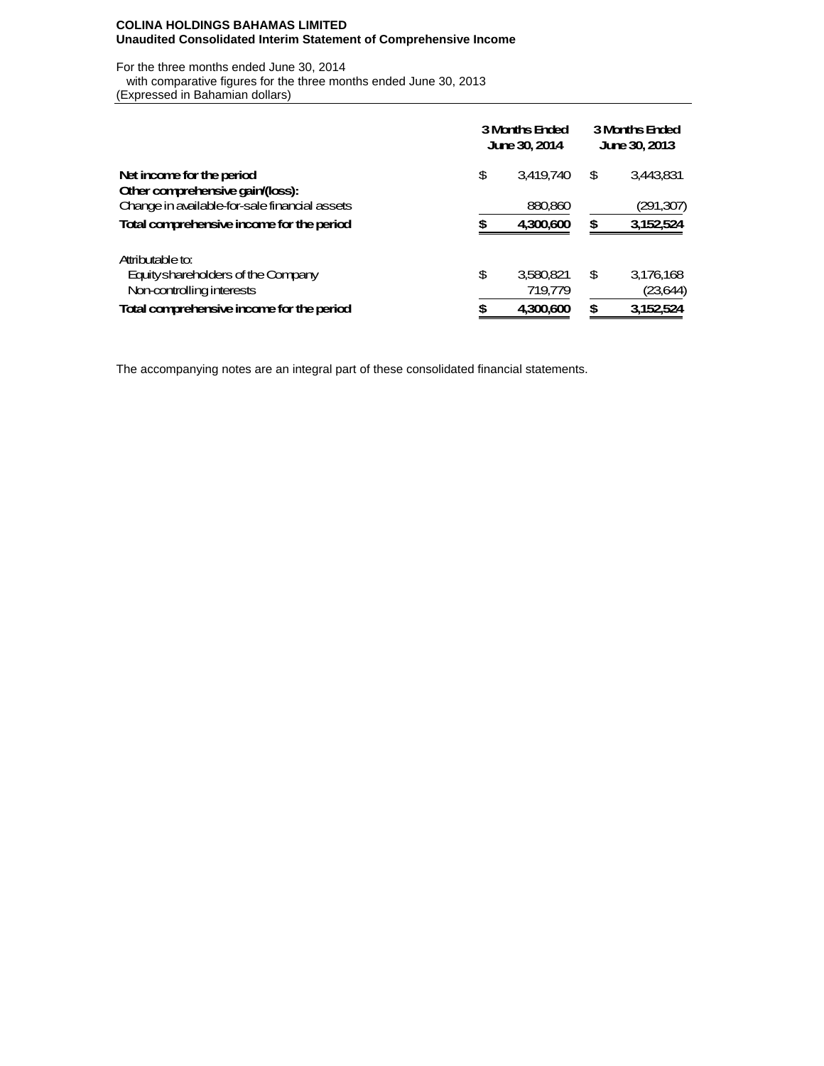**COLINA HOLDINGS BAHAMAS LIMITED**
**Unaudited Consolidated Interim Statement of Comprehensive Income**

For the three months ended June 30, 2014
with comparative figures for the three months ended June 30, 2013
(Expressed in Bahamian dollars)

| | 3 Months Ended June 30, 2014 | 3 Months Ended June 30, 2013 |
|---|---|---|
| **Net income for the period** | $ 3,419,740 | $ 3,443,831 |
| **Other comprehensive gain/(loss):** | | |
| Change in available-for-sale financial assets | 880,860 | (291,307) |
| **Total comprehensive income for the period** | **$ 4,300,600** | **$ 3,152,524** |
| | | |
| Attributable to: | | |
| Equity shareholders of the Company | $ 3,580,821 | $ 3,176,168 |
| Non-controlling interests | 719,779 | (23,644) |
| **Total comprehensive income for the period** | **$ 4,300,600** | **$ 3,152,524** |

The accompanying notes are an integral part of these consolidated financial statements.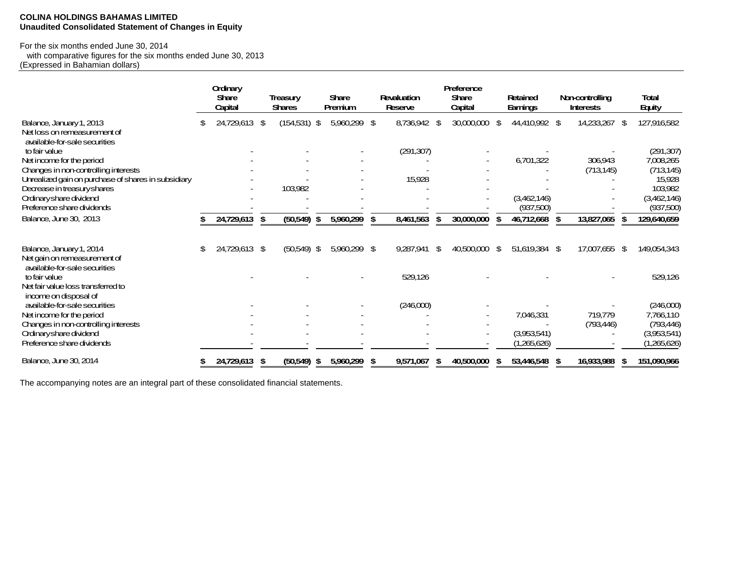**COLINA HOLDINGS BAHAMAS LIMITED**
**Unaudited Consolidated Statement of Changes in Equity**

For the six months ended June 30, 2014
with comparative figures for the six months ended June 30, 2013
(Expressed in Bahamian dollars)

| | Ordinary Share Capital | Treasury Shares | Share Premium | Revaluation Reserve | Preference Share Capital | Retained Earnings | Non-controlling Interests | Total Equity |
|---|---|---|---|---|---|---|---|---|
| Balance, January 1, 2013 | $ 24,729,613 | $ (154,531) | $ 5,960,299 | $ 8,736,942 | $ 30,000,000 | $ 44,410,992 | $ 14,233,267 | $ 127,916,582 |
| Net loss on remeasurement of available-for-sale securities to fair value | - | - | - | (291,307) | - | - | - | (291,307) |
| Net income for the period | - | - | - | - | - | 6,701,322 | 306,943 | 7,008,265 |
| Changes in non-controlling interests | - | - | - | - | - | - | (713,145) | (713,145) |
| Unrealized gain on purchase of shares in subsidiary | - | - | - | 15,928 | - | - | - | 15,928 |
| Decrease in treasury shares | - | 103,982 | - | - | - | - | - | 103,982 |
| Ordinary share dividend | - | - | - | - | - | (3,462,146) | - | (3,462,146) |
| Preference share dividends | - | - | - | - | - | (937,500) | - | (937,500) |
| **Balance, June 30, 2013** | **$ 24,729,613** | **$ (50,549)** | **$ 5,960,299** | **$ 8,461,563** | **$ 30,000,000** | **$ 46,712,668** | **$ 13,827,065** | **$ 129,640,659** |
| | | | | | | | | |
| Balance, January 1, 2014 | $ 24,729,613 | $ (50,549) | $ 5,960,299 | $ 9,287,941 | $ 40,500,000 | $ 51,619,384 | $ 17,007,655 | $ 149,054,343 |
| Net gain on remeasurement of available-for-sale securities to fair value | - | - | - | 529,126 | - | - | - | 529,126 |
| Net fair value loss transferred to income on disposal of available-for-sale securities | - | - | - | (246,000) | - | - | - | (246,000) |
| Net income for the period | - | - | - | - | - | 7,046,331 | 719,779 | 7,766,110 |
| Changes in non-controlling interests | - | - | - | - | - | - | (793,446) | (793,446) |
| Ordinary share dividend | - | - | - | - | - | (3,953,541) | - | (3,953,541) |
| Preference share dividends | - | - | - | - | - | (1,265,626) | - | (1,265,626) |
| **Balance, June 30, 2014** | **$ 24,729,613** | **$ (50,549)** | **$ 5,960,299** | **$ 9,571,067** | **$ 40,500,000** | **$ 53,446,548** | **$ 16,933,988** | **$ 151,090,966** |

The accompanying notes are an integral part of these consolidated financial statements.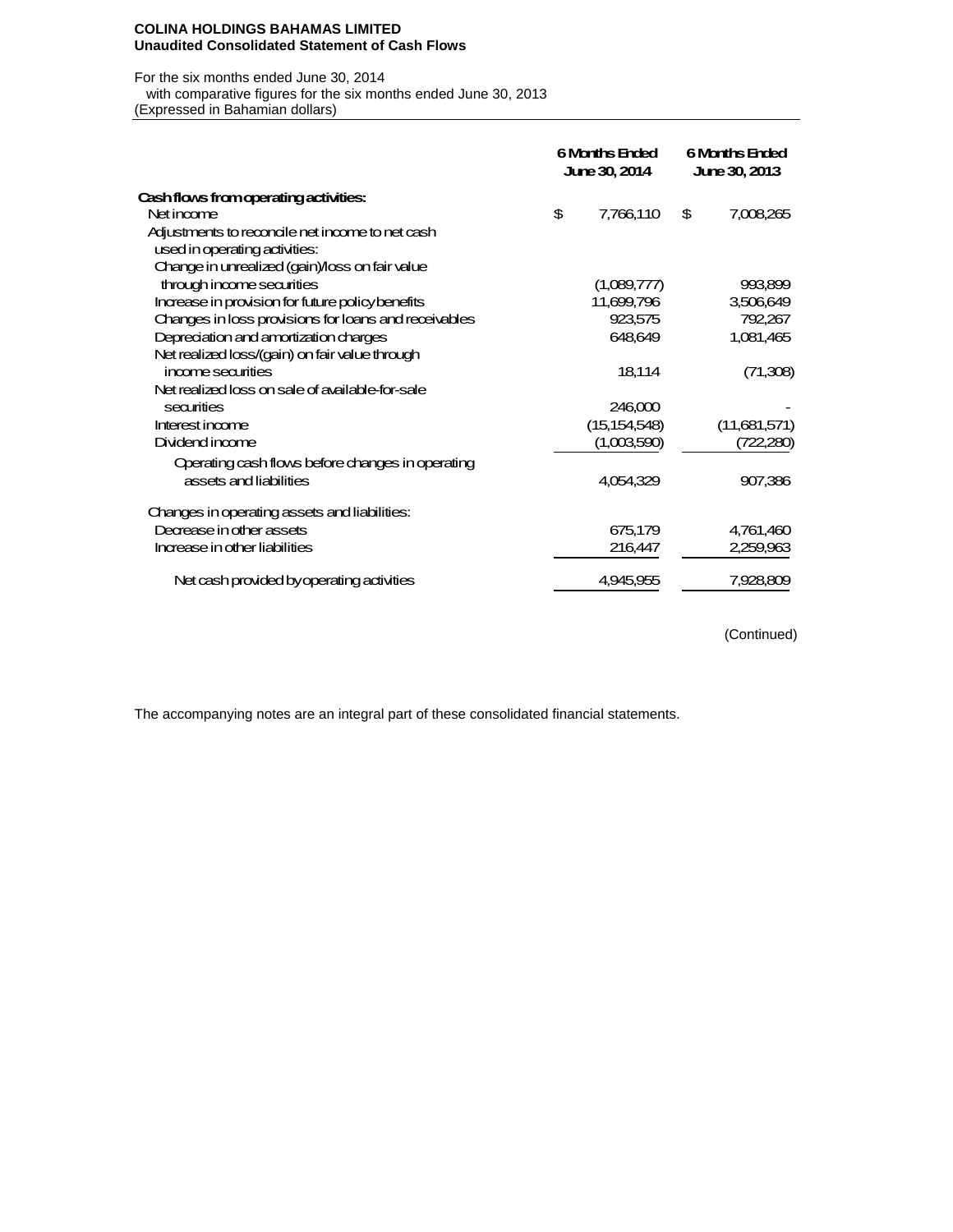**COLINA HOLDINGS BAHAMAS LIMITED**
**Unaudited Consolidated Statement of Cash Flows**

For the six months ended June 30, 2014
with comparative figures for the six months ended June 30, 2013
(Expressed in Bahamian dollars)

| | 6 Months Ended June 30, 2014 | 6 Months Ended June 30, 2013 |
|---|---|---|
| **Cash flows from operating activities:** | | |
| Net income | $ 7,766,110 | $ 7,008,265 |
| Adjustments to reconcile net income to net cash used in operating activities: | | |
| Change in unrealized (gain)/loss on fair value through income securities | (1,089,777) | 993,899 |
| Increase in provision for future policy benefits | 11,699,796 | 3,506,649 |
| Changes in loss provisions for loans and receivables | 923,575 | 792,267 |
| Depreciation and amortization charges | 648,649 | 1,081,465 |
| Net realized loss/(gain) on fair value through income securities | 18,114 | (71,308) |
| Net realized loss on sale of available-for-sale securities | 246,000 | - |
| Interest income | (15,154,548) | (11,681,571) |
| Dividend income | (1,003,590) | (722,280) |
| Operating cash flows before changes in operating assets and liabilities | 4,054,329 | 907,386 |
| Changes in operating assets and liabilities: | | |
| Decrease in other assets | 675,179 | 4,761,460 |
| Increase in other liabilities | 216,447 | 2,259,963 |
| Net cash provided by operating activities | 4,945,955 | 7,928,809 |

(Continued)

The accompanying notes are an integral part of these consolidated financial statements.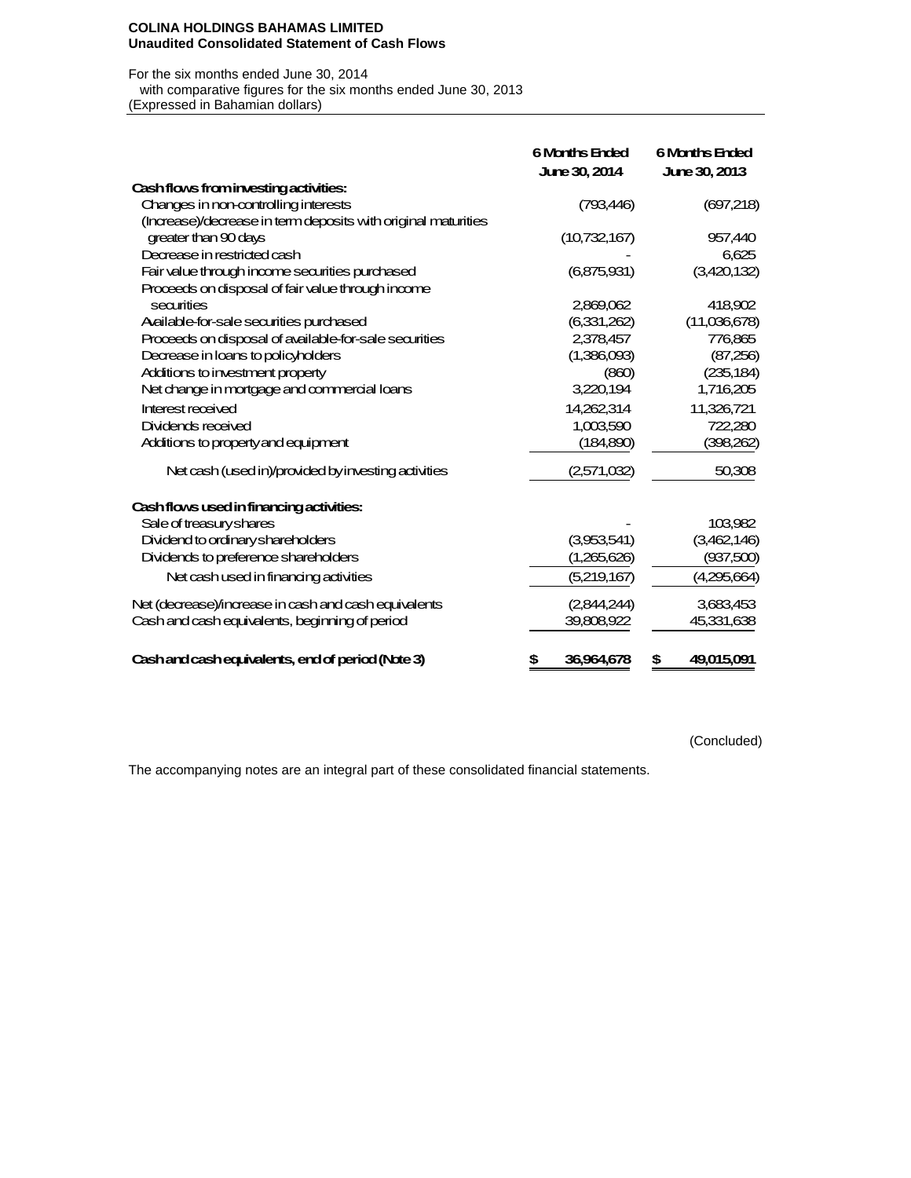**COLINA HOLDINGS BAHAMAS LIMITED**
**Unaudited Consolidated Statement of Cash Flows**

For the six months ended June 30, 2014
with comparative figures for the six months ended June 30, 2013
(Expressed in Bahamian dollars)

| | 6 Months Ended June 30, 2014 | 6 Months Ended June 30, 2013 |
|---|---|---|
| **Cash flows from investing activities:** | | |
| Changes in non-controlling interests | (793,446) | (697,218) |
| (Increase)/decrease in term deposits with original maturities greater than 90 days | (10,732,167) | 957,440 |
| Decrease in restricted cash | - | 6,625 |
| Fair value through income securities purchased | (6,875,931) | (3,420,132) |
| Proceeds on disposal of fair value through income securities | 2,869,062 | 418,902 |
| Available-for-sale securities purchased | (6,331,262) | (11,036,678) |
| Proceeds on disposal of available-for-sale securities | 2,378,457 | 776,865 |
| Decrease in loans to policyholders | (1,386,093) | (87,256) |
| Additions to investment property | (860) | (235,184) |
| Net change in mortgage and commercial loans | 3,220,194 | 1,716,205 |
| Interest received | 14,262,314 | 11,326,721 |
| Dividends received | 1,003,590 | 722,280 |
| Additions to property and equipment | (184,890) | (398,262) |
| Net cash (used in)/provided by investing activities | (2,571,032) | 50,308 |
| **Cash flows used in financing activities:** | | |
| Sale of treasury shares | - | 103,982 |
| Dividend to ordinary shareholders | (3,953,541) | (3,462,146) |
| Dividends to preference shareholders | (1,265,626) | (937,500) |
| Net cash used in financing activities | (5,219,167) | (4,295,664) |
| Net (decrease)/increase in cash and cash equivalents | (2,844,244) | 3,683,453 |
| Cash and cash equivalents, beginning of period | 39,808,922 | 45,331,638 |
| **Cash and cash equivalents, end of period (Note 3)** | **$ 36,964,678** | **$ 49,015,091** |

(Concluded)

The accompanying notes are an integral part of these consolidated financial statements.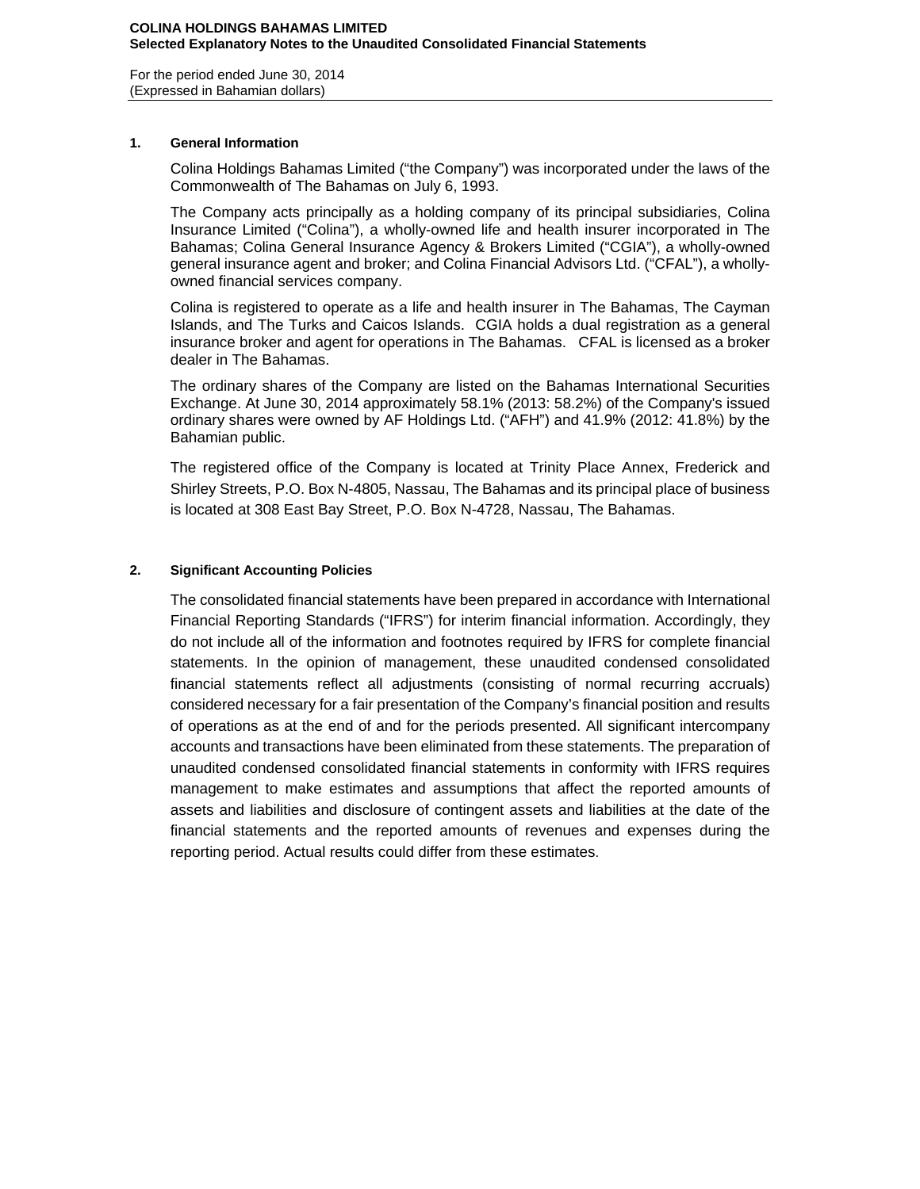**COLINA HOLDINGS BAHAMAS LIMITED**
**Selected Explanatory Notes to the Unaudited Consolidated Financial Statements**

For the period ended June 30, 2014
(Expressed in Bahamian dollars)

## 1. General Information

Colina Holdings Bahamas Limited ("the Company") was incorporated under the laws of the Commonwealth of The Bahamas on July 6, 1993.

The Company acts principally as a holding company of its principal subsidiaries, Colina Insurance Limited ("Colina"), a wholly-owned life and health insurer incorporated in The Bahamas; Colina General Insurance Agency & Brokers Limited ("CGIA"), a wholly-owned general insurance agent and broker; and Colina Financial Advisors Ltd. ("CFAL"), a wholly-owned financial services company.

Colina is registered to operate as a life and health insurer in The Bahamas, The Cayman Islands, and The Turks and Caicos Islands. CGIA holds a dual registration as a general insurance broker and agent for operations in The Bahamas. CFAL is licensed as a broker dealer in The Bahamas.

The ordinary shares of the Company are listed on the Bahamas International Securities Exchange. At June 30, 2014 approximately 58.1% (2013: 58.2%) of the Company's issued ordinary shares were owned by AF Holdings Ltd. ("AFH") and 41.9% (2012: 41.8%) by the Bahamian public.

The registered office of the Company is located at Trinity Place Annex, Frederick and Shirley Streets, P.O. Box N-4805, Nassau, The Bahamas and its principal place of business is located at 308 East Bay Street, P.O. Box N-4728, Nassau, The Bahamas.

## 2. Significant Accounting Policies

The consolidated financial statements have been prepared in accordance with International Financial Reporting Standards ("IFRS") for interim financial information. Accordingly, they do not include all of the information and footnotes required by IFRS for complete financial statements. In the opinion of management, these unaudited condensed consolidated financial statements reflect all adjustments (consisting of normal recurring accruals) considered necessary for a fair presentation of the Company's financial position and results of operations as at the end of and for the periods presented. All significant intercompany accounts and transactions have been eliminated from these statements. The preparation of unaudited condensed consolidated financial statements in conformity with IFRS requires management to make estimates and assumptions that affect the reported amounts of assets and liabilities and disclosure of contingent assets and liabilities at the date of the financial statements and the reported amounts of revenues and expenses during the reporting period. Actual results could differ from these estimates.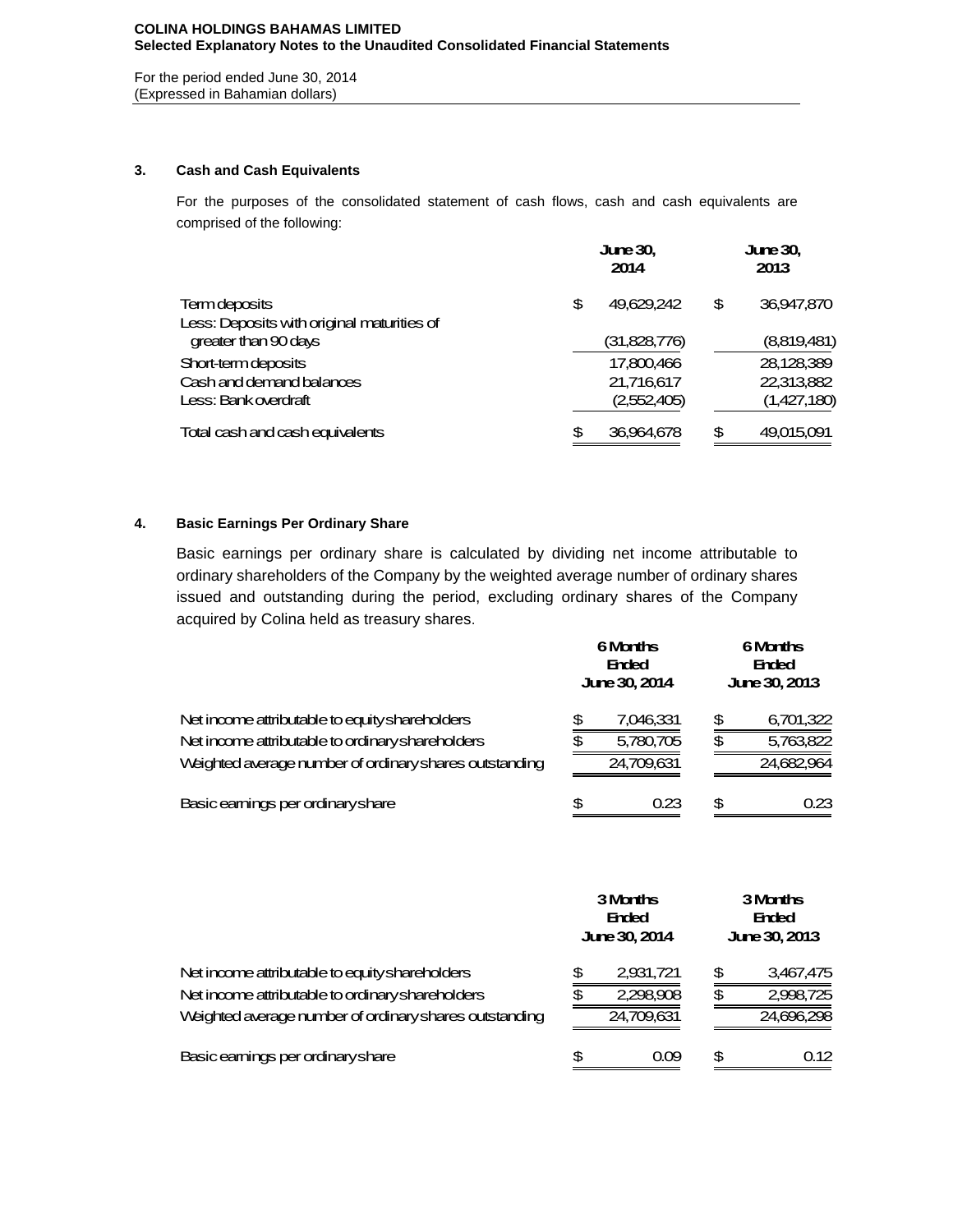**COLINA HOLDINGS BAHAMAS LIMITED**
**Selected Explanatory Notes to the Unaudited Consolidated Financial Statements**

For the period ended June 30, 2014
(Expressed in Bahamian dollars)

### 3. Cash and Cash Equivalents

For the purposes of the consolidated statement of cash flows, cash and cash equivalents are comprised of the following:

| | June 30, 2014 | June 30, 2013 |
|---|---|---|
| Term deposits | $ 49,629,242 | $ 36,947,870 |
| Less: Deposits with original maturities of greater than 90 days | (31,828,776) | (8,819,481) |
| Short-term deposits | 17,800,466 | 28,128,389 |
| Cash and demand balances | 21,716,617 | 22,313,882 |
| Less: Bank overdraft | (2,552,405) | (1,427,180) |
| Total cash and cash equivalents | $ 36,964,678 | $ 49,015,091 |

### 4. Basic Earnings Per Ordinary Share

Basic earnings per ordinary share is calculated by dividing net income attributable to ordinary shareholders of the Company by the weighted average number of ordinary shares issued and outstanding during the period, excluding ordinary shares of the Company acquired by Colina held as treasury shares.

| | 6 Months Ended June 30, 2014 | 6 Months Ended June 30, 2013 |
|---|---|---|
| Net income attributable to equity shareholders | $ 7,046,331 | $ 6,701,322 |
| Net income attributable to ordinary shareholders | $ 5,780,705 | $ 5,763,822 |
| Weighted average number of ordinary shares outstanding | 24,709,631 | 24,682,964 |
| Basic earnings per ordinary share | $ 0.23 | $ 0.23 |

| | 3 Months Ended June 30, 2014 | 3 Months Ended June 30, 2013 |
|---|---|---|
| Net income attributable to equity shareholders | $ 2,931,721 | $ 3,467,475 |
| Net income attributable to ordinary shareholders | $ 2,298,908 | $ 2,998,725 |
| Weighted average number of ordinary shares outstanding | 24,709,631 | 24,696,298 |
| Basic earnings per ordinary share | $ 0.09 | $ 0.12 |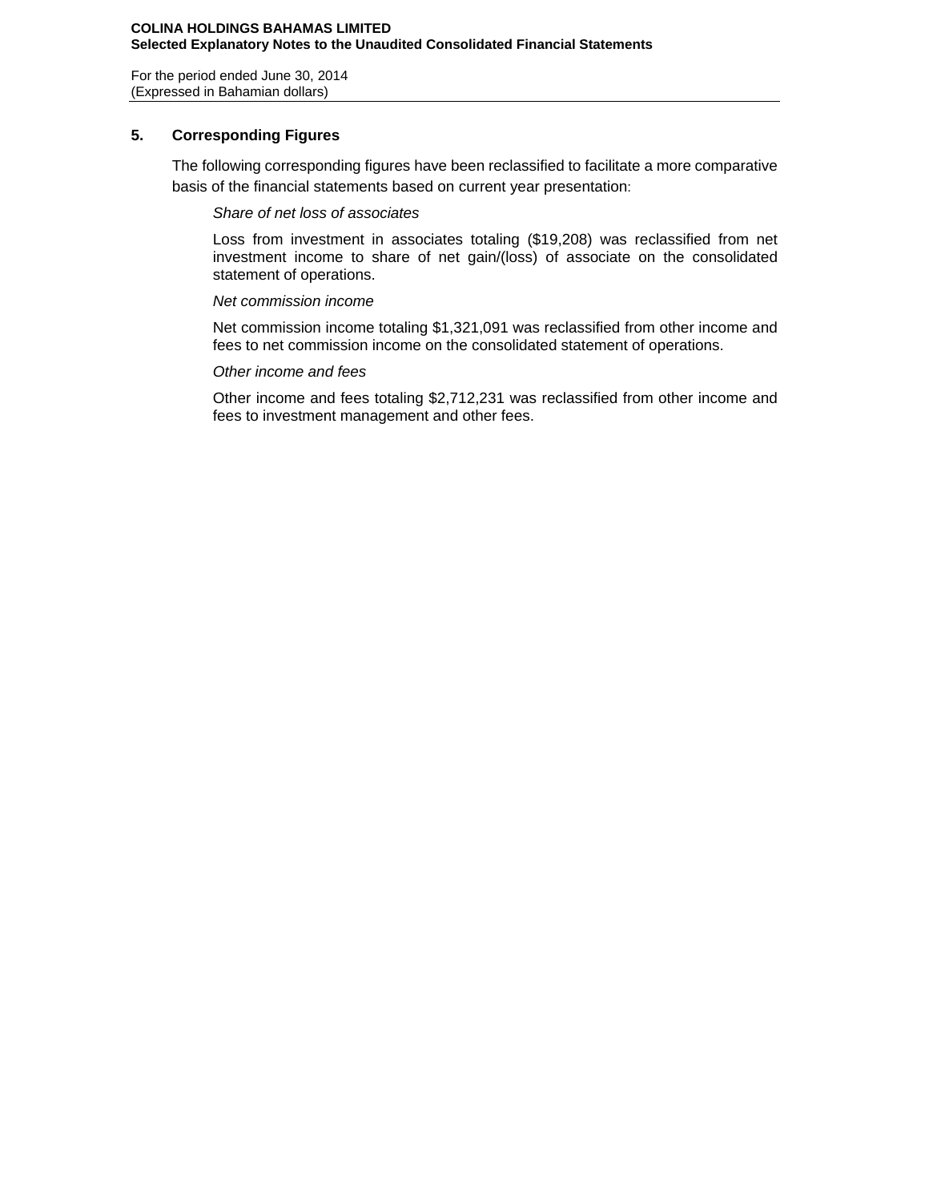## 5. Corresponding Figures

The following corresponding figures have been reclassified to facilitate a more comparative basis of the financial statements based on current year presentation:

*Share of net loss of associates*

Loss from investment in associates totaling ($19,208) was reclassified from net investment income to share of net gain/(loss) of associate on the consolidated statement of operations.

*Net commission income*

Net commission income totaling $1,321,091 was reclassified from other income and fees to net commission income on the consolidated statement of operations.

*Other income and fees*

Other income and fees totaling $2,712,231 was reclassified from other income and fees to investment management and other fees.